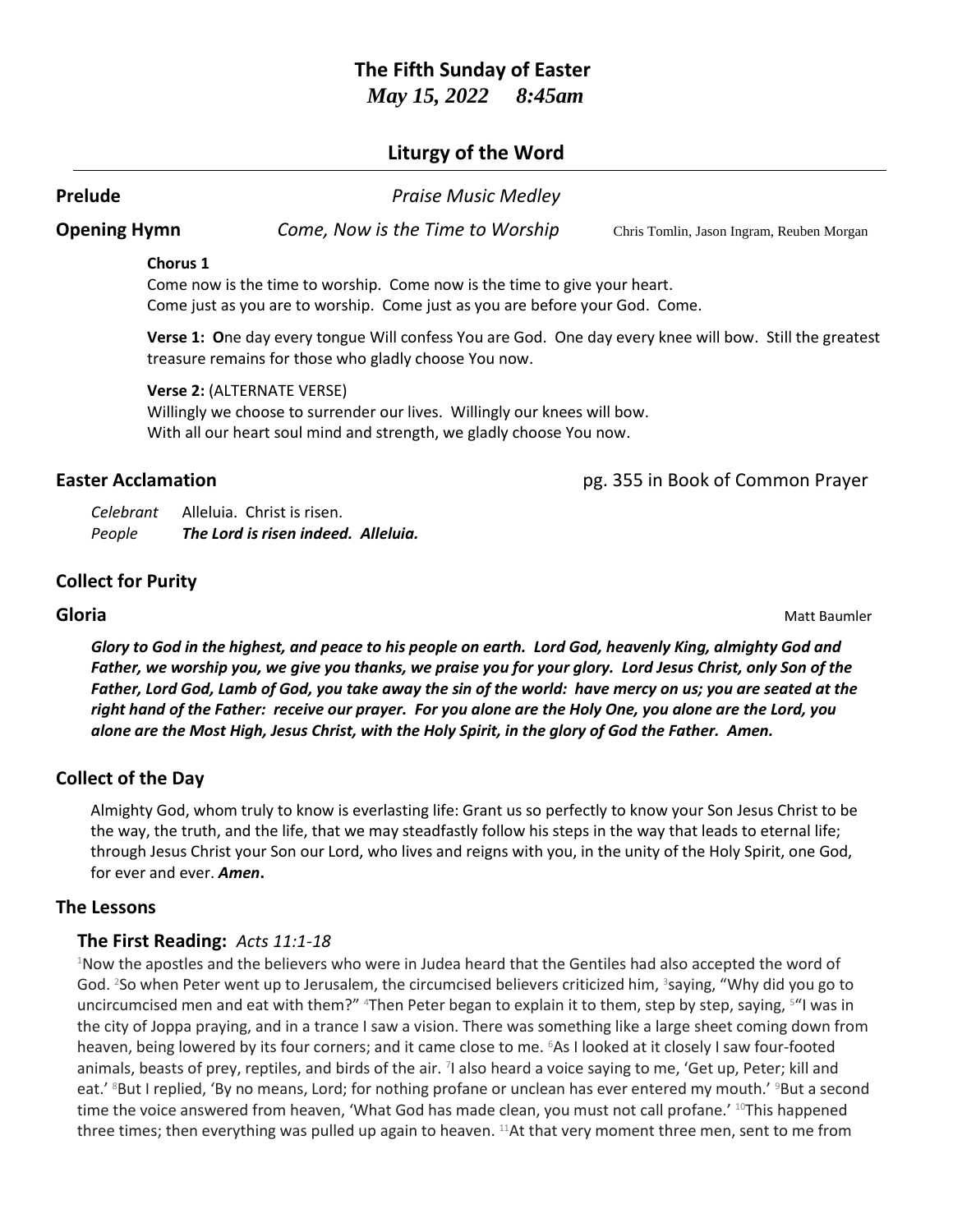# The Fifth Sunday of Easter

***May 15, 2022 8:45am***

## Liturgy of the Word

**Prelude** *Praise Music Medley*

**Opening Hymn** *Come, Now is the Time to Worship* Chris Tomlin, Jason Ingram, Reuben Morgan

**Chorus 1**
Come now is the time to worship. Come now is the time to give your heart.
Come just as you are to worship. Come just as you are before your God. Come.

**Verse 1: O**ne day every tongue Will confess You are God. One day every knee will bow. Still the greatest treasure remains for those who gladly choose You now.

**Verse 2:** (ALTERNATE VERSE)
Willingly we choose to surrender our lives. Willingly our knees will bow.
With all our heart soul mind and strength, we gladly choose You now.

**Easter Acclamation** pg. 355 in Book of Common Prayer

*Celebrant* Alleluia. Christ is risen.
*People* ***The Lord is risen indeed. Alleluia.***

### Collect for Purity

**Gloria** Matt Baumler

***Glory to God in the highest, and peace to his people on earth. Lord God, heavenly King, almighty God and Father, we worship you, we give you thanks, we praise you for your glory. Lord Jesus Christ, only Son of the Father, Lord God, Lamb of God, you take away the sin of the world: have mercy on us; you are seated at the right hand of the Father: receive our prayer. For you alone are the Holy One, you alone are the Lord, you alone are the Most High, Jesus Christ, with the Holy Spirit, in the glory of God the Father. Amen.***

### Collect of the Day

Almighty God, whom truly to know is everlasting life: Grant us so perfectly to know your Son Jesus Christ to be the way, the truth, and the life, that we may steadfastly follow his steps in the way that leads to eternal life; through Jesus Christ your Son our Lord, who lives and reigns with you, in the unity of the Holy Spirit, one God, for ever and ever. ***Amen*.**

### The Lessons

#### The First Reading: *Acts 11:1-18*

[1]Now the apostles and the believers who were in Judea heard that the Gentiles had also accepted the word of God. [2]So when Peter went up to Jerusalem, the circumcised believers criticized him, [3]saying, "Why did you go to uncircumcised men and eat with them?" [4]Then Peter began to explain it to them, step by step, saying, [5]"I was in the city of Joppa praying, and in a trance I saw a vision. There was something like a large sheet coming down from heaven, being lowered by its four corners; and it came close to me. [6]As I looked at it closely I saw four-footed animals, beasts of prey, reptiles, and birds of the air. [7]I also heard a voice saying to me, 'Get up, Peter; kill and eat.' [8]But I replied, 'By no means, Lord; for nothing profane or unclean has ever entered my mouth.' [9]But a second time the voice answered from heaven, 'What God has made clean, you must not call profane.' [10]This happened three times; then everything was pulled up again to heaven. [11]At that very moment three men, sent to me from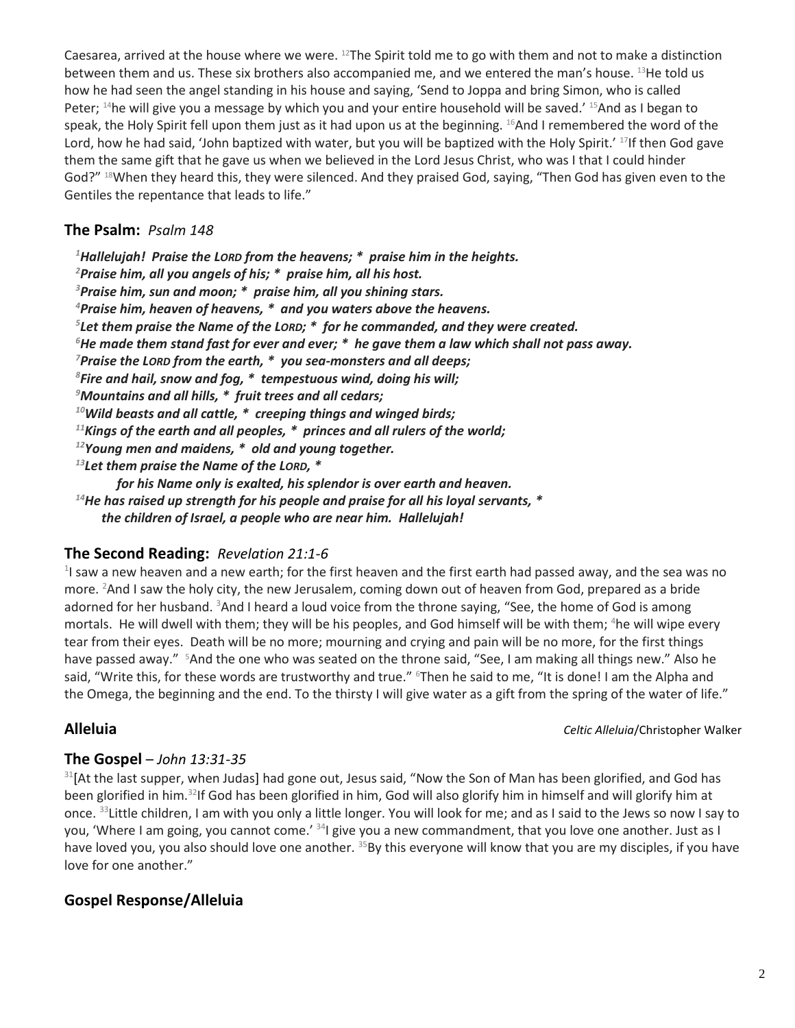Caesarea, arrived at the house where we were. [12]The Spirit told me to go with them and not to make a distinction between them and us. These six brothers also accompanied me, and we entered the man's house. [13]He told us how he had seen the angel standing in his house and saying, 'Send to Joppa and bring Simon, who is called Peter; [14]he will give you a message by which you and your entire household will be saved.' [15]And as I began to speak, the Holy Spirit fell upon them just as it had upon us at the beginning. [16]And I remembered the word of the Lord, how he had said, 'John baptized with water, but you will be baptized with the Holy Spirit.' [17]If then God gave them the same gift that he gave us when we believed in the Lord Jesus Christ, who was I that I could hinder God?" [18]When they heard this, they were silenced. And they praised God, saying, "Then God has given even to the Gentiles the repentance that leads to life."

## The Psalm: *Psalm 148*

***[1]Hallelujah! Praise the LORD from the heavens; * praise him in the heights.***
***[2]Praise him, all you angels of his; * praise him, all his host.***
***[3]Praise him, sun and moon; * praise him, all you shining stars.***
***[4]Praise him, heaven of heavens, * and you waters above the heavens.***
***[5]Let them praise the Name of the LORD; * for he commanded, and they were created.***
***[6]He made them stand fast for ever and ever; * he gave them a law which shall not pass away.***
***[7]Praise the LORD from the earth, * you sea-monsters and all deeps;***
***[8]Fire and hail, snow and fog, * tempestuous wind, doing his will;***
***[9]Mountains and all hills, * fruit trees and all cedars;***
***[10]Wild beasts and all cattle, * creeping things and winged birds;***
***[11]Kings of the earth and all peoples, * princes and all rulers of the world;***
***[12]Young men and maidens, * old and young together.***
***[13]Let them praise the Name of the LORD, ****
***for his Name only is exalted, his splendor is over earth and heaven.***
***[14]He has raised up strength for his people and praise for all his loyal servants, ****
***the children of Israel, a people who are near him. Hallelujah!***

## The Second Reading: *Revelation 21:1-6*

[1]I saw a new heaven and a new earth; for the first heaven and the first earth had passed away, and the sea was no more. [2]And I saw the holy city, the new Jerusalem, coming down out of heaven from God, prepared as a bride adorned for her husband. [3]And I heard a loud voice from the throne saying, "See, the home of God is among mortals. He will dwell with them; they will be his peoples, and God himself will be with them; [4]he will wipe every tear from their eyes. Death will be no more; mourning and crying and pain will be no more, for the first things have passed away." [5]And the one who was seated on the throne said, "See, I am making all things new." Also he said, "Write this, for these words are trustworthy and true." [6]Then he said to me, "It is done! I am the Alpha and the Omega, the beginning and the end. To the thirsty I will give water as a gift from the spring of the water of life."

## Alleluia

*Celtic Alleluia*/Christopher Walker

## The Gospel – *John 13:31-35*

[31][At the last supper, when Judas] had gone out, Jesus said, "Now the Son of Man has been glorified, and God has been glorified in him.[32]If God has been glorified in him, God will also glorify him in himself and will glorify him at once. [33]Little children, I am with you only a little longer. You will look for me; and as I said to the Jews so now I say to you, 'Where I am going, you cannot come.' [34]I give you a new commandment, that you love one another. Just as I have loved you, you also should love one another. [35]By this everyone will know that you are my disciples, if you have love for one another."

## Gospel Response/Alleluia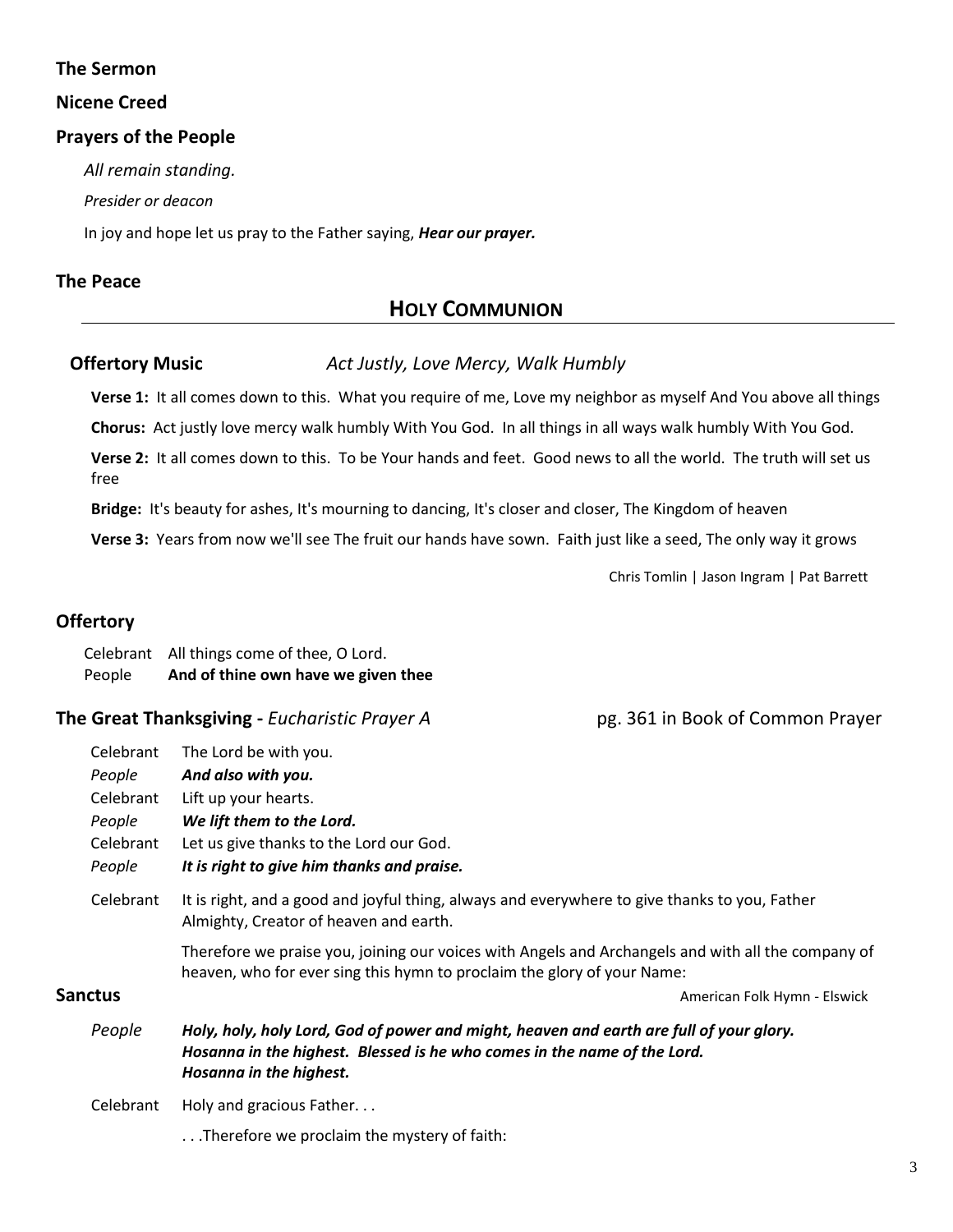### The Sermon

### Nicene Creed

### Prayers of the People

*All remain standing.*

*Presider or deacon*

In joy and hope let us pray to the Father saying, ***Hear our prayer.***

### The Peace

## HOLY COMMUNION

**Offertory Music** *Act Justly, Love Mercy, Walk Humbly*

**Verse 1:** It all comes down to this. What you require of me, Love my neighbor as myself And You above all things

**Chorus:** Act justly love mercy walk humbly With You God. In all things in all ways walk humbly With You God.

**Verse 2:** It all comes down to this. To be Your hands and feet. Good news to all the world. The truth will set us free

**Bridge:** It's beauty for ashes, It's mourning to dancing, It's closer and closer, The Kingdom of heaven

**Verse 3:** Years from now we'll see The fruit our hands have sown. Faith just like a seed, The only way it grows

Chris Tomlin | Jason Ingram | Pat Barrett

### Offertory

| | |
|---|---|
| Celebrant | All things come of thee, O Lord. |
| People | **And of thine own have we given thee** |

### The Great Thanksgiving - *Eucharistic Prayer A* — pg. 361 in Book of Common Prayer

| | |
|---|---|
| Celebrant | The Lord be with you. |
| *People* | ***And also with you.*** |
| Celebrant | Lift up your hearts. |
| *People* | ***We lift them to the Lord.*** |
| Celebrant | Let us give thanks to the Lord our God. |
| *People* | ***It is right to give him thanks and praise.*** |
| Celebrant | It is right, and a good and joyful thing, always and everywhere to give thanks to you, Father Almighty, Creator of heaven and earth. |
| | Therefore we praise you, joining our voices with Angels and Archangels and with all the company of heaven, who for ever sing this hymn to proclaim the glory of your Name: |

**Sanctus** — American Folk Hymn - Elswick

| | |
|---|---|
| *People* | ***Holy, holy, holy Lord, God of power and might, heaven and earth are full of your glory. Hosanna in the highest. Blessed is he who comes in the name of the Lord. Hosanna in the highest.*** |
| Celebrant | Holy and gracious Father. . . |
| | . . .Therefore we proclaim the mystery of faith: |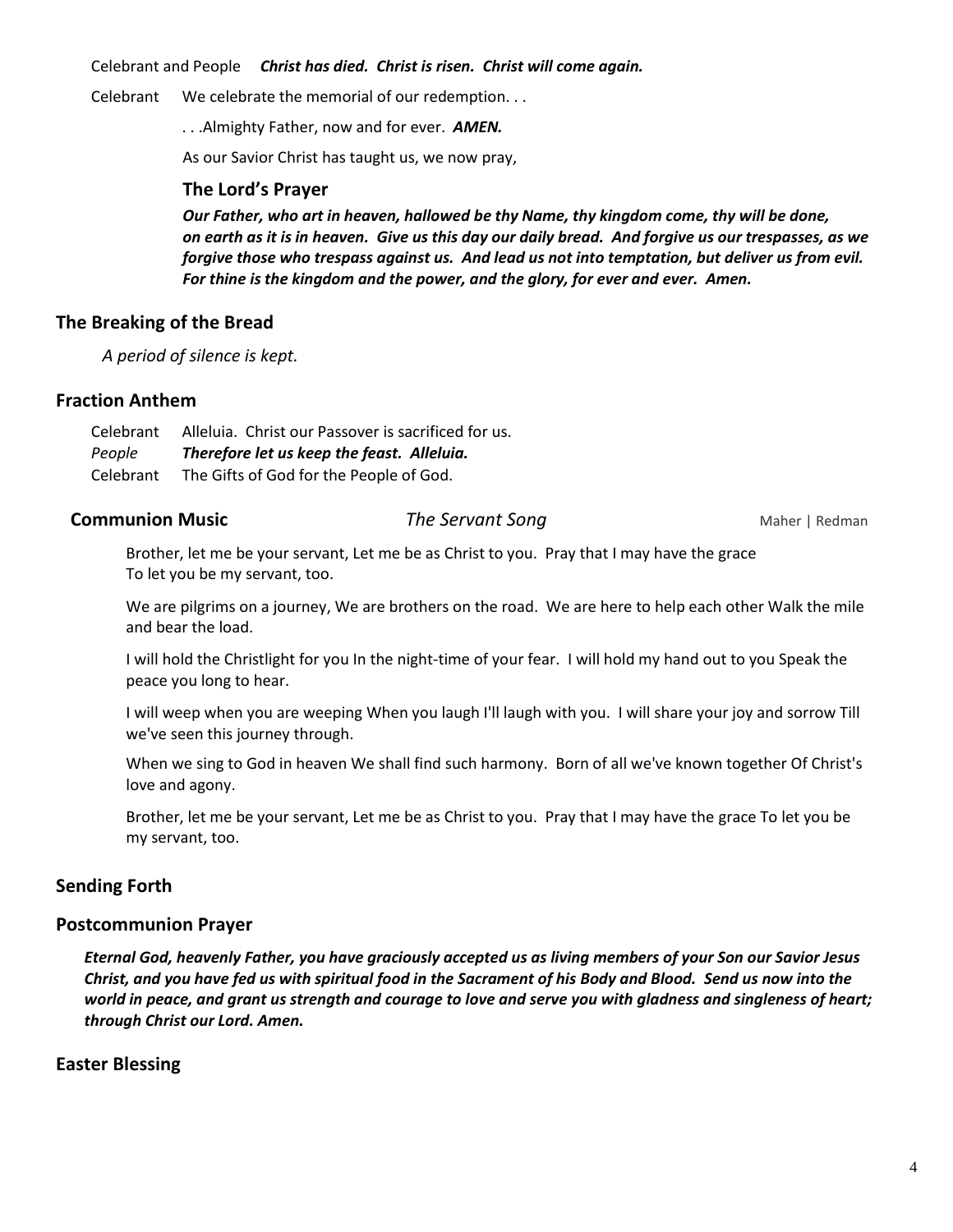Celebrant and People ***Christ has died. Christ is risen. Christ will come again.***

Celebrant We celebrate the memorial of our redemption. . .

. . .Almighty Father, now and for ever. ***AMEN.***

As our Savior Christ has taught us, we now pray,

### The Lord's Prayer

***Our Father, who art in heaven, hallowed be thy Name, thy kingdom come, thy will be done, on earth as it is in heaven. Give us this day our daily bread. And forgive us our trespasses, as we forgive those who trespass against us. And lead us not into temptation, but deliver us from evil. For thine is the kingdom and the power, and the glory, for ever and ever. Amen.***

## The Breaking of the Bread

*A period of silence is kept.*

## Fraction Anthem

Celebrant Alleluia. Christ our Passover is sacrificed for us.
*People* ***Therefore let us keep the feast. Alleluia.***
Celebrant The Gifts of God for the People of God.

## Communion Music *The Servant Song* Maher | Redman

Brother, let me be your servant, Let me be as Christ to you. Pray that I may have the grace To let you be my servant, too.

We are pilgrims on a journey, We are brothers on the road. We are here to help each other Walk the mile and bear the load.

I will hold the Christlight for you In the night-time of your fear. I will hold my hand out to you Speak the peace you long to hear.

I will weep when you are weeping When you laugh I'll laugh with you. I will share your joy and sorrow Till we've seen this journey through.

When we sing to God in heaven We shall find such harmony. Born of all we've known together Of Christ's love and agony.

Brother, let me be your servant, Let me be as Christ to you. Pray that I may have the grace To let you be my servant, too.

## Sending Forth

## Postcommunion Prayer

***Eternal God, heavenly Father, you have graciously accepted us as living members of your Son our Savior Jesus Christ, and you have fed us with spiritual food in the Sacrament of his Body and Blood. Send us now into the world in peace, and grant us strength and courage to love and serve you with gladness and singleness of heart; through Christ our Lord. Amen.***

## Easter Blessing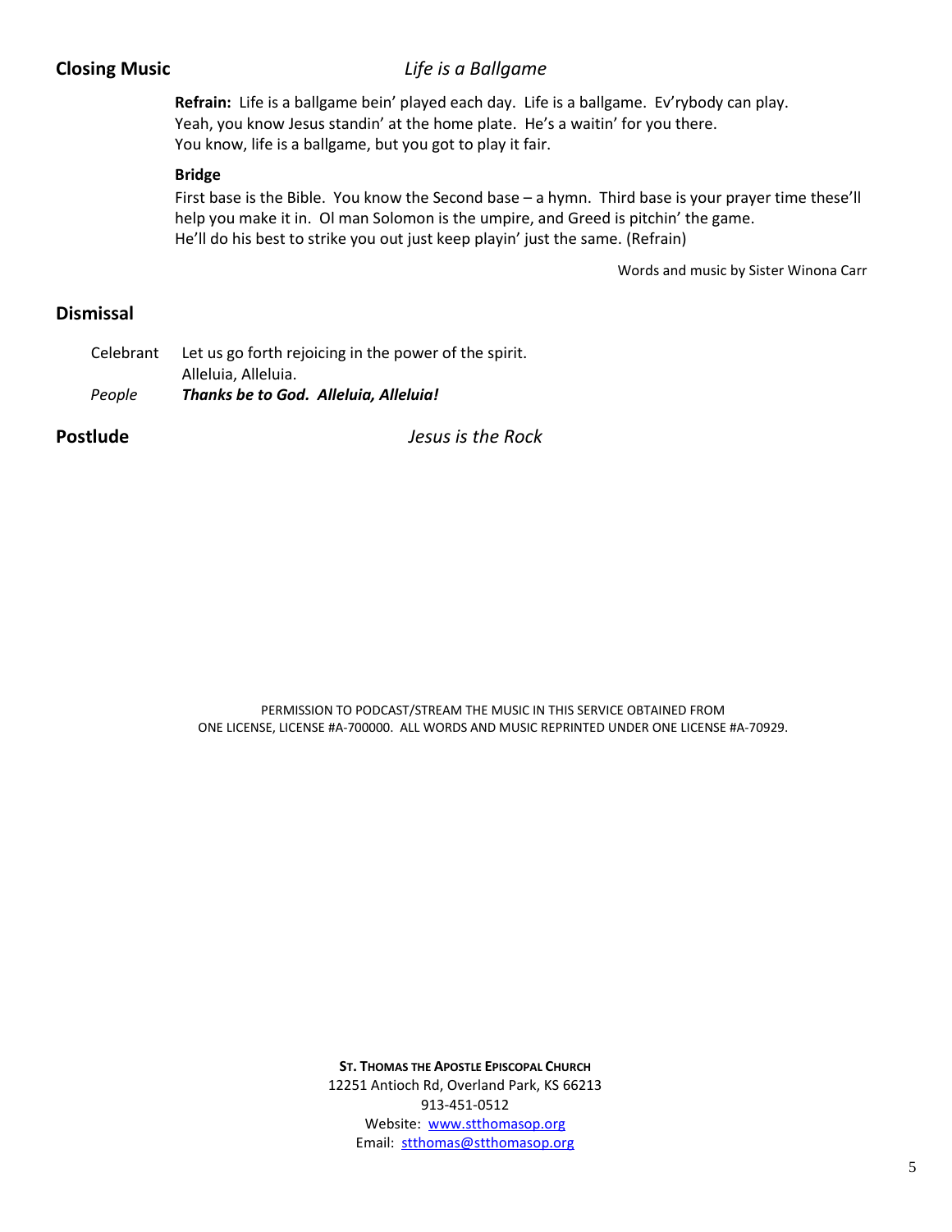## Closing Music *Life is a Ballgame*

**Refrain:** Life is a ballgame bein' played each day. Life is a ballgame. Ev'rybody can play.
Yeah, you know Jesus standin' at the home plate. He's a waitin' for you there.
You know, life is a ballgame, but you got to play it fair.

**Bridge**

First base is the Bible. You know the Second base – a hymn. Third base is your prayer time these'll help you make it in. Ol man Solomon is the umpire, and Greed is pitchin' the game.
He'll do his best to strike you out just keep playin' just the same. (Refrain)

Words and music by Sister Winona Carr

## Dismissal

Celebrant Let us go forth rejoicing in the power of the spirit.
Alleluia, Alleluia.
*People* ***Thanks be to God. Alleluia, Alleluia!***

## Postlude *Jesus is the Rock*

PERMISSION TO PODCAST/STREAM THE MUSIC IN THIS SERVICE OBTAINED FROM ONE LICENSE, LICENSE #A-700000. ALL WORDS AND MUSIC REPRINTED UNDER ONE LICENSE #A-70929.

**ST. THOMAS THE APOSTLE EPISCOPAL CHURCH**
12251 Antioch Rd, Overland Park, KS 66213
913-451-0512
Website: www.stthomasop.org
Email: stthomas@stthomasop.org